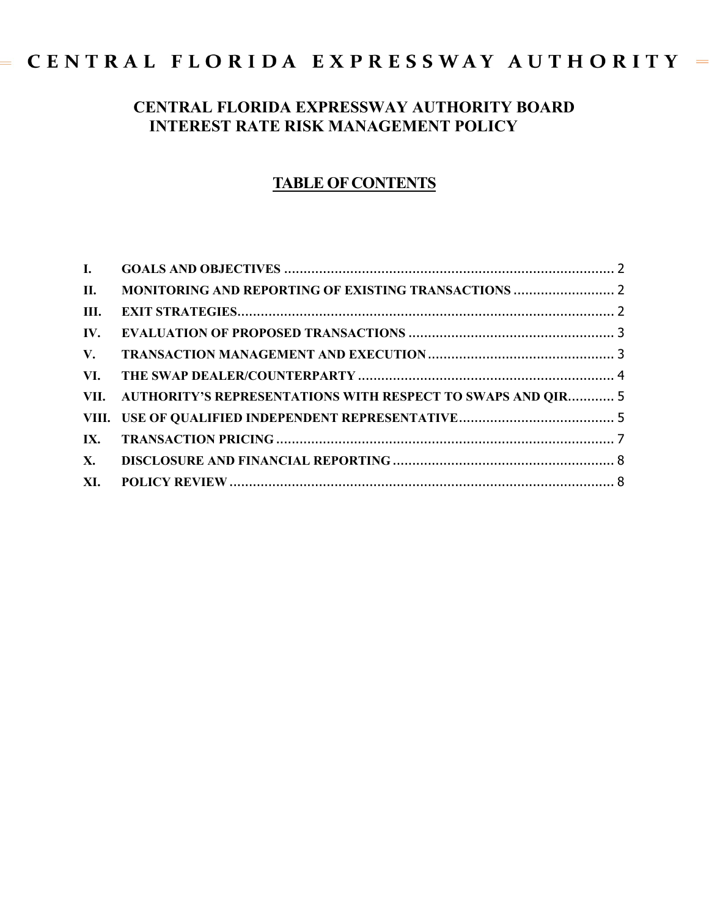# CENTRAL FLORIDA EXPRESSWAY AUTHORITY

## CENTRAL FLORIDA EXPRESSWAY AUTHORITY BOARD INTEREST RATE RISK MANAGEMENT POLICY

### TABLE OF CONTENTS

| | | |
|---|---|---|
| I. | GOALS AND OBJECTIVES | 2 |
| II. | MONITORING AND REPORTING OF EXISTING TRANSACTIONS | 2 |
| III. | EXIT STRATEGIES | 2 |
| IV. | EVALUATION OF PROPOSED TRANSACTIONS | 3 |
| V. | TRANSACTION MANAGEMENT AND EXECUTION | 3 |
| VI. | THE SWAP DEALER/COUNTERPARTY | 4 |
| VII. | AUTHORITY'S REPRESENTATIONS WITH RESPECT TO SWAPS AND QIR | 5 |
| VIII. | USE OF QUALIFIED INDEPENDENT REPRESENTATIVE | 5 |
| IX. | TRANSACTION PRICING | 7 |
| X. | DISCLOSURE AND FINANCIAL REPORTING | 8 |
| XI. | POLICY REVIEW | 8 |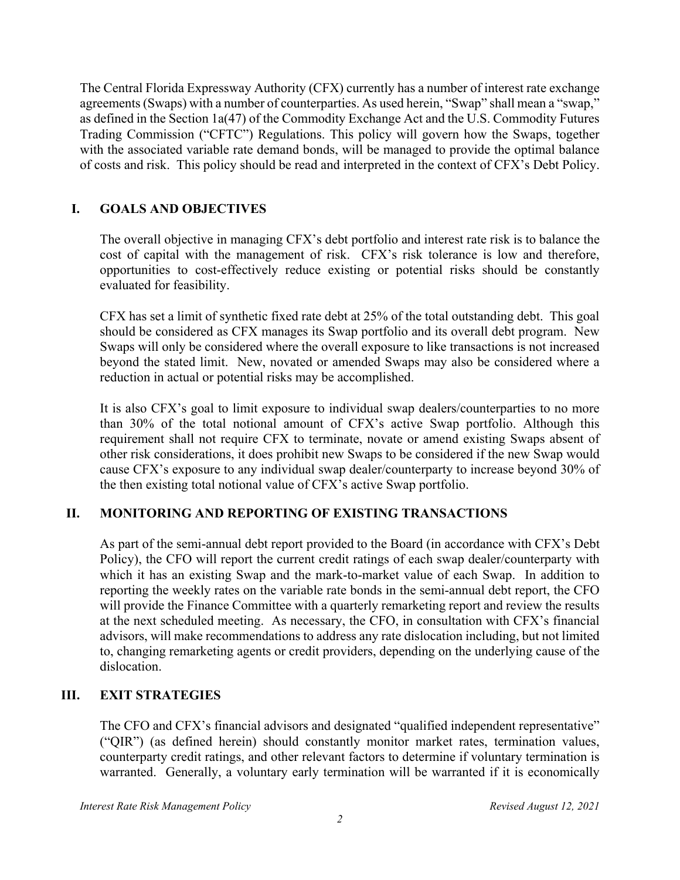The Central Florida Expressway Authority (CFX) currently has a number of interest rate exchange agreements (Swaps) with a number of counterparties. As used herein, "Swap" shall mean a "swap," as defined in the Section 1a(47) of the Commodity Exchange Act and the U.S. Commodity Futures Trading Commission ("CFTC") Regulations. This policy will govern how the Swaps, together with the associated variable rate demand bonds, will be managed to provide the optimal balance of costs and risk. This policy should be read and interpreted in the context of CFX's Debt Policy.

## I. GOALS AND OBJECTIVES

The overall objective in managing CFX's debt portfolio and interest rate risk is to balance the cost of capital with the management of risk. CFX's risk tolerance is low and therefore, opportunities to cost-effectively reduce existing or potential risks should be constantly evaluated for feasibility.

CFX has set a limit of synthetic fixed rate debt at 25% of the total outstanding debt. This goal should be considered as CFX manages its Swap portfolio and its overall debt program. New Swaps will only be considered where the overall exposure to like transactions is not increased beyond the stated limit. New, novated or amended Swaps may also be considered where a reduction in actual or potential risks may be accomplished.

It is also CFX's goal to limit exposure to individual swap dealers/counterparties to no more than 30% of the total notional amount of CFX's active Swap portfolio. Although this requirement shall not require CFX to terminate, novate or amend existing Swaps absent of other risk considerations, it does prohibit new Swaps to be considered if the new Swap would cause CFX's exposure to any individual swap dealer/counterparty to increase beyond 30% of the then existing total notional value of CFX's active Swap portfolio.

## II. MONITORING AND REPORTING OF EXISTING TRANSACTIONS

As part of the semi-annual debt report provided to the Board (in accordance with CFX's Debt Policy), the CFO will report the current credit ratings of each swap dealer/counterparty with which it has an existing Swap and the mark-to-market value of each Swap. In addition to reporting the weekly rates on the variable rate bonds in the semi-annual debt report, the CFO will provide the Finance Committee with a quarterly remarketing report and review the results at the next scheduled meeting. As necessary, the CFO, in consultation with CFX's financial advisors, will make recommendations to address any rate dislocation including, but not limited to, changing remarketing agents or credit providers, depending on the underlying cause of the dislocation.

## III. EXIT STRATEGIES

The CFO and CFX's financial advisors and designated "qualified independent representative" ("QIR") (as defined herein) should constantly monitor market rates, termination values, counterparty credit ratings, and other relevant factors to determine if voluntary termination is warranted. Generally, a voluntary early termination will be warranted if it is economically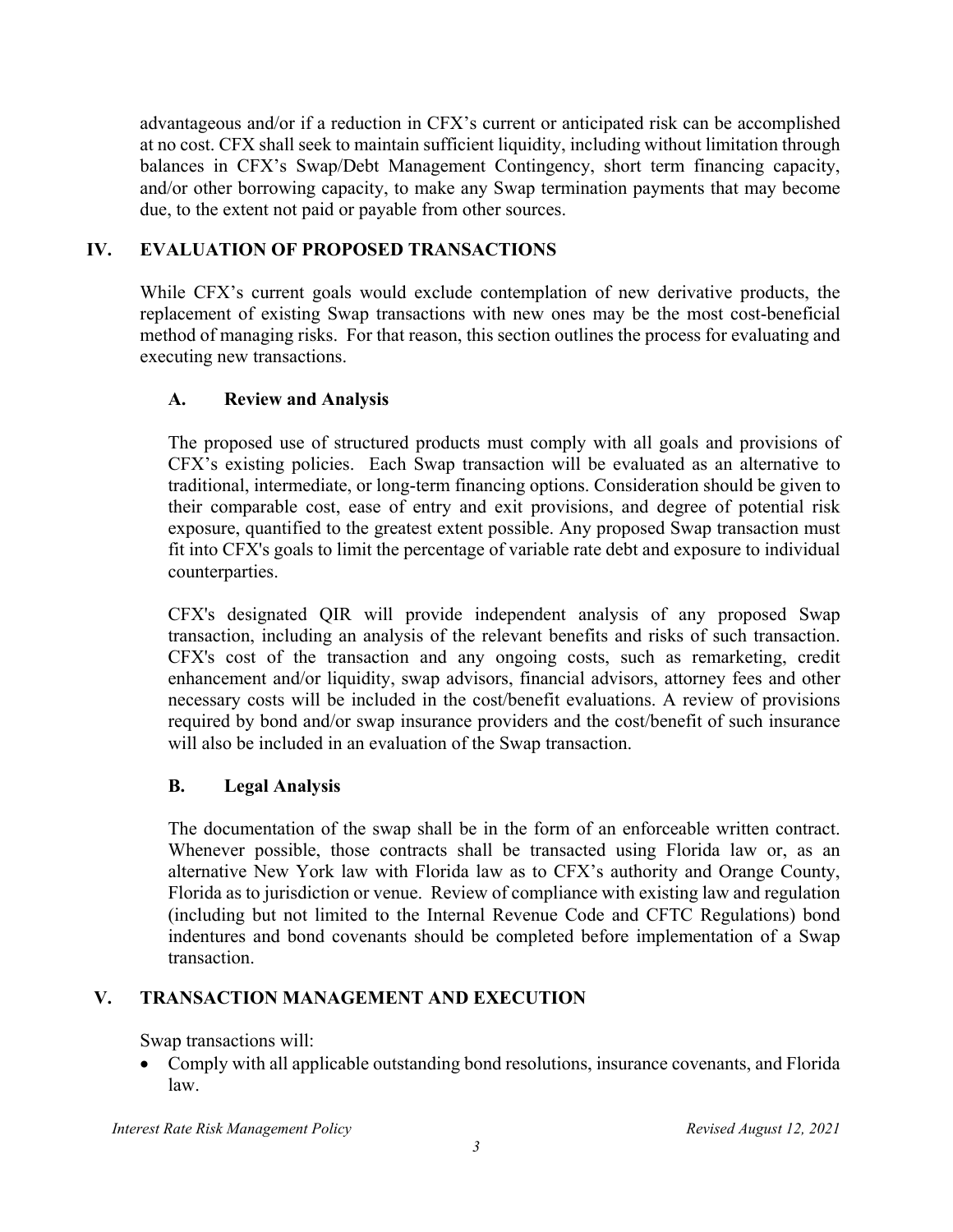advantageous and/or if a reduction in CFX's current or anticipated risk can be accomplished at no cost. CFX shall seek to maintain sufficient liquidity, including without limitation through balances in CFX's Swap/Debt Management Contingency, short term financing capacity, and/or other borrowing capacity, to make any Swap termination payments that may become due, to the extent not paid or payable from other sources.

## IV. EVALUATION OF PROPOSED TRANSACTIONS

While CFX's current goals would exclude contemplation of new derivative products, the replacement of existing Swap transactions with new ones may be the most cost-beneficial method of managing risks. For that reason, this section outlines the process for evaluating and executing new transactions.

### A. Review and Analysis

The proposed use of structured products must comply with all goals and provisions of CFX's existing policies. Each Swap transaction will be evaluated as an alternative to traditional, intermediate, or long-term financing options. Consideration should be given to their comparable cost, ease of entry and exit provisions, and degree of potential risk exposure, quantified to the greatest extent possible. Any proposed Swap transaction must fit into CFX's goals to limit the percentage of variable rate debt and exposure to individual counterparties.

CFX's designated QIR will provide independent analysis of any proposed Swap transaction, including an analysis of the relevant benefits and risks of such transaction. CFX's cost of the transaction and any ongoing costs, such as remarketing, credit enhancement and/or liquidity, swap advisors, financial advisors, attorney fees and other necessary costs will be included in the cost/benefit evaluations. A review of provisions required by bond and/or swap insurance providers and the cost/benefit of such insurance will also be included in an evaluation of the Swap transaction.

### B. Legal Analysis

The documentation of the swap shall be in the form of an enforceable written contract. Whenever possible, those contracts shall be transacted using Florida law or, as an alternative New York law with Florida law as to CFX's authority and Orange County, Florida as to jurisdiction or venue. Review of compliance with existing law and regulation (including but not limited to the Internal Revenue Code and CFTC Regulations) bond indentures and bond covenants should be completed before implementation of a Swap transaction.

## V. TRANSACTION MANAGEMENT AND EXECUTION

Swap transactions will:

- Comply with all applicable outstanding bond resolutions, insurance covenants, and Florida law.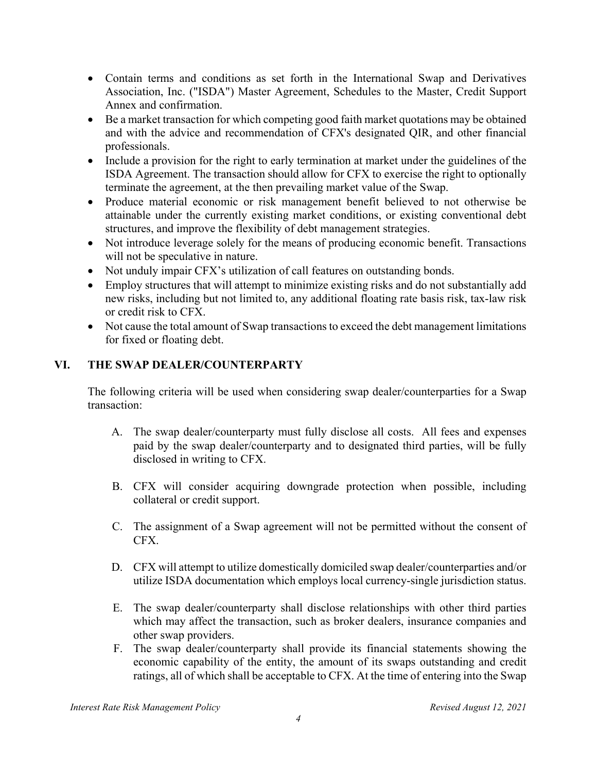- Contain terms and conditions as set forth in the International Swap and Derivatives Association, Inc. ("ISDA") Master Agreement, Schedules to the Master, Credit Support Annex and confirmation.
- Be a market transaction for which competing good faith market quotations may be obtained and with the advice and recommendation of CFX's designated QIR, and other financial professionals.
- Include a provision for the right to early termination at market under the guidelines of the ISDA Agreement. The transaction should allow for CFX to exercise the right to optionally terminate the agreement, at the then prevailing market value of the Swap.
- Produce material economic or risk management benefit believed to not otherwise be attainable under the currently existing market conditions, or existing conventional debt structures, and improve the flexibility of debt management strategies.
- Not introduce leverage solely for the means of producing economic benefit. Transactions will not be speculative in nature.
- Not unduly impair CFX's utilization of call features on outstanding bonds.
- Employ structures that will attempt to minimize existing risks and do not substantially add new risks, including but not limited to, any additional floating rate basis risk, tax-law risk or credit risk to CFX.
- Not cause the total amount of Swap transactions to exceed the debt management limitations for fixed or floating debt.

## VI. THE SWAP DEALER/COUNTERPARTY

The following criteria will be used when considering swap dealer/counterparties for a Swap transaction:

A. The swap dealer/counterparty must fully disclose all costs. All fees and expenses paid by the swap dealer/counterparty and to designated third parties, will be fully disclosed in writing to CFX.

B. CFX will consider acquiring downgrade protection when possible, including collateral or credit support.

C. The assignment of a Swap agreement will not be permitted without the consent of CFX.

D. CFX will attempt to utilize domestically domiciled swap dealer/counterparties and/or utilize ISDA documentation which employs local currency-single jurisdiction status.

E. The swap dealer/counterparty shall disclose relationships with other third parties which may affect the transaction, such as broker dealers, insurance companies and other swap providers.

F. The swap dealer/counterparty shall provide its financial statements showing the economic capability of the entity, the amount of its swaps outstanding and credit ratings, all of which shall be acceptable to CFX. At the time of entering into the Swap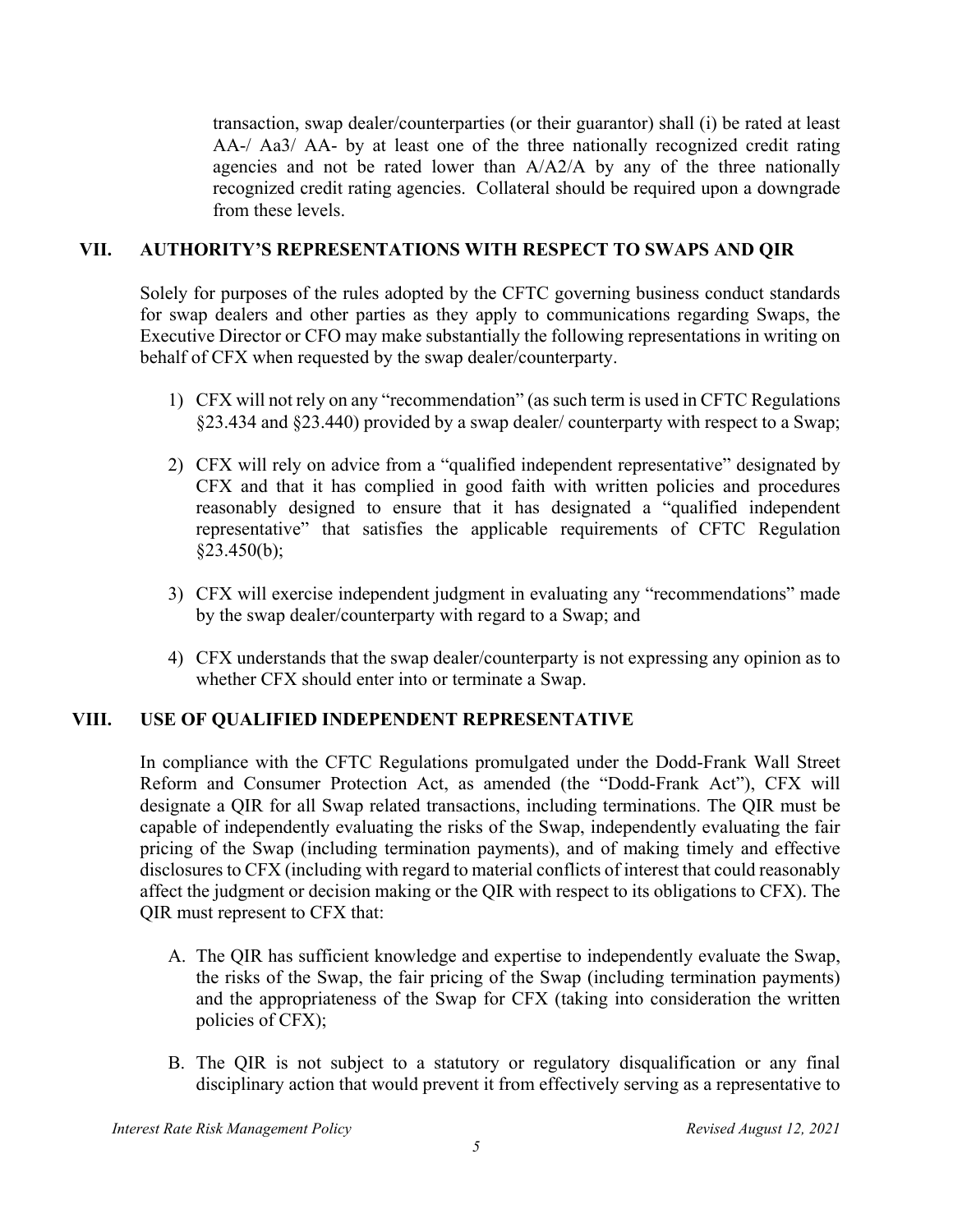transaction, swap dealer/counterparties (or their guarantor) shall (i) be rated at least AA-/ Aa3/ AA- by at least one of the three nationally recognized credit rating agencies and not be rated lower than A/A2/A by any of the three nationally recognized credit rating agencies. Collateral should be required upon a downgrade from these levels.

## VII. AUTHORITY'S REPRESENTATIONS WITH RESPECT TO SWAPS AND QIR

Solely for purposes of the rules adopted by the CFTC governing business conduct standards for swap dealers and other parties as they apply to communications regarding Swaps, the Executive Director or CFO may make substantially the following representations in writing on behalf of CFX when requested by the swap dealer/counterparty.

1) CFX will not rely on any "recommendation" (as such term is used in CFTC Regulations §23.434 and §23.440) provided by a swap dealer/ counterparty with respect to a Swap;

2) CFX will rely on advice from a "qualified independent representative" designated by CFX and that it has complied in good faith with written policies and procedures reasonably designed to ensure that it has designated a "qualified independent representative" that satisfies the applicable requirements of CFTC Regulation §23.450(b);

3) CFX will exercise independent judgment in evaluating any "recommendations" made by the swap dealer/counterparty with regard to a Swap; and

4) CFX understands that the swap dealer/counterparty is not expressing any opinion as to whether CFX should enter into or terminate a Swap.

## VIII. USE OF QUALIFIED INDEPENDENT REPRESENTATIVE

In compliance with the CFTC Regulations promulgated under the Dodd-Frank Wall Street Reform and Consumer Protection Act, as amended (the "Dodd-Frank Act"), CFX will designate a QIR for all Swap related transactions, including terminations. The QIR must be capable of independently evaluating the risks of the Swap, independently evaluating the fair pricing of the Swap (including termination payments), and of making timely and effective disclosures to CFX (including with regard to material conflicts of interest that could reasonably affect the judgment or decision making or the QIR with respect to its obligations to CFX). The QIR must represent to CFX that:

A. The QIR has sufficient knowledge and expertise to independently evaluate the Swap, the risks of the Swap, the fair pricing of the Swap (including termination payments) and the appropriateness of the Swap for CFX (taking into consideration the written policies of CFX);

B. The QIR is not subject to a statutory or regulatory disqualification or any final disciplinary action that would prevent it from effectively serving as a representative to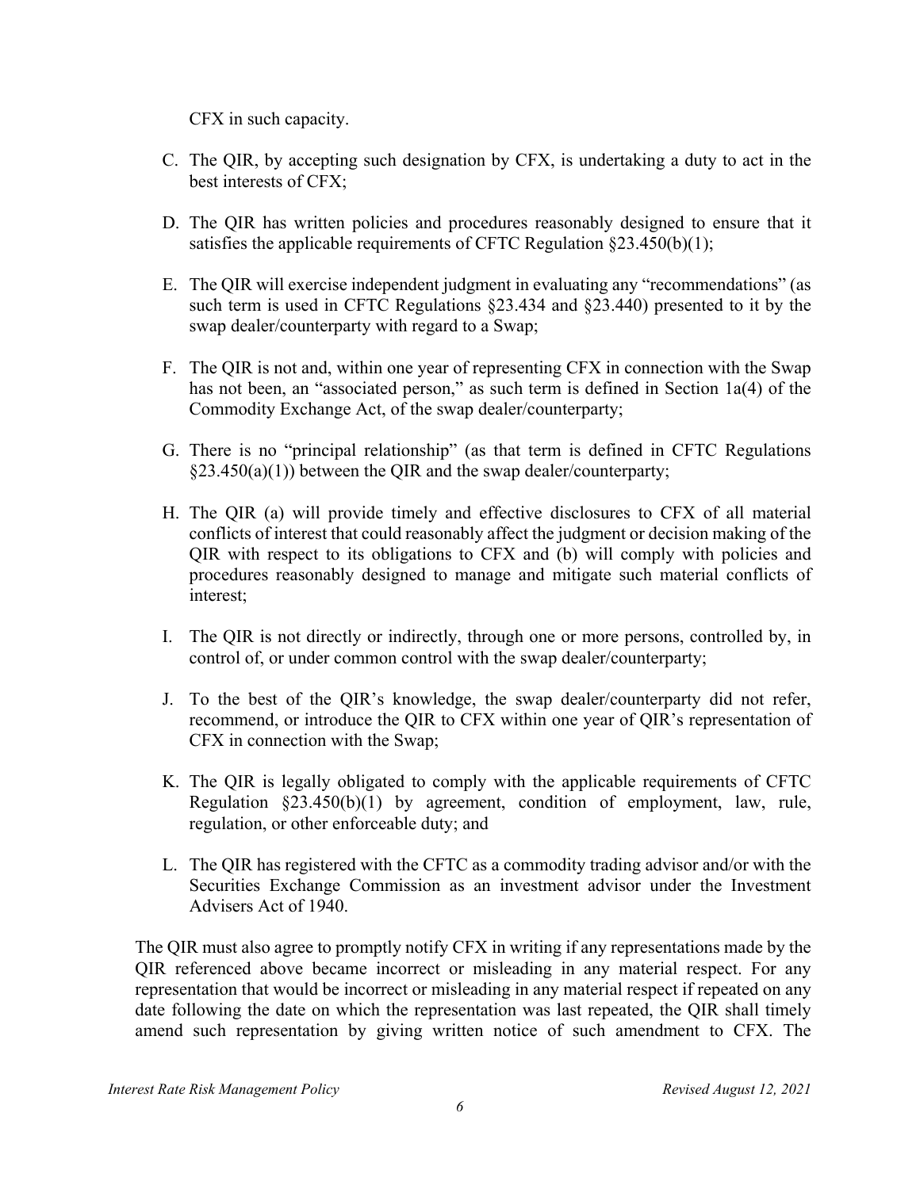CFX in such capacity.

C. The QIR, by accepting such designation by CFX, is undertaking a duty to act in the best interests of CFX;

D. The QIR has written policies and procedures reasonably designed to ensure that it satisfies the applicable requirements of CFTC Regulation §23.450(b)(1);

E. The QIR will exercise independent judgment in evaluating any "recommendations" (as such term is used in CFTC Regulations §23.434 and §23.440) presented to it by the swap dealer/counterparty with regard to a Swap;

F. The QIR is not and, within one year of representing CFX in connection with the Swap has not been, an "associated person," as such term is defined in Section 1a(4) of the Commodity Exchange Act, of the swap dealer/counterparty;

G. There is no "principal relationship" (as that term is defined in CFTC Regulations §23.450(a)(1)) between the QIR and the swap dealer/counterparty;

H. The QIR (a) will provide timely and effective disclosures to CFX of all material conflicts of interest that could reasonably affect the judgment or decision making of the QIR with respect to its obligations to CFX and (b) will comply with policies and procedures reasonably designed to manage and mitigate such material conflicts of interest;

I. The QIR is not directly or indirectly, through one or more persons, controlled by, in control of, or under common control with the swap dealer/counterparty;

J. To the best of the QIR's knowledge, the swap dealer/counterparty did not refer, recommend, or introduce the QIR to CFX within one year of QIR's representation of CFX in connection with the Swap;

K. The QIR is legally obligated to comply with the applicable requirements of CFTC Regulation §23.450(b)(1) by agreement, condition of employment, law, rule, regulation, or other enforceable duty; and

L. The QIR has registered with the CFTC as a commodity trading advisor and/or with the Securities Exchange Commission as an investment advisor under the Investment Advisers Act of 1940.

The QIR must also agree to promptly notify CFX in writing if any representations made by the QIR referenced above became incorrect or misleading in any material respect. For any representation that would be incorrect or misleading in any material respect if repeated on any date following the date on which the representation was last repeated, the QIR shall timely amend such representation by giving written notice of such amendment to CFX. The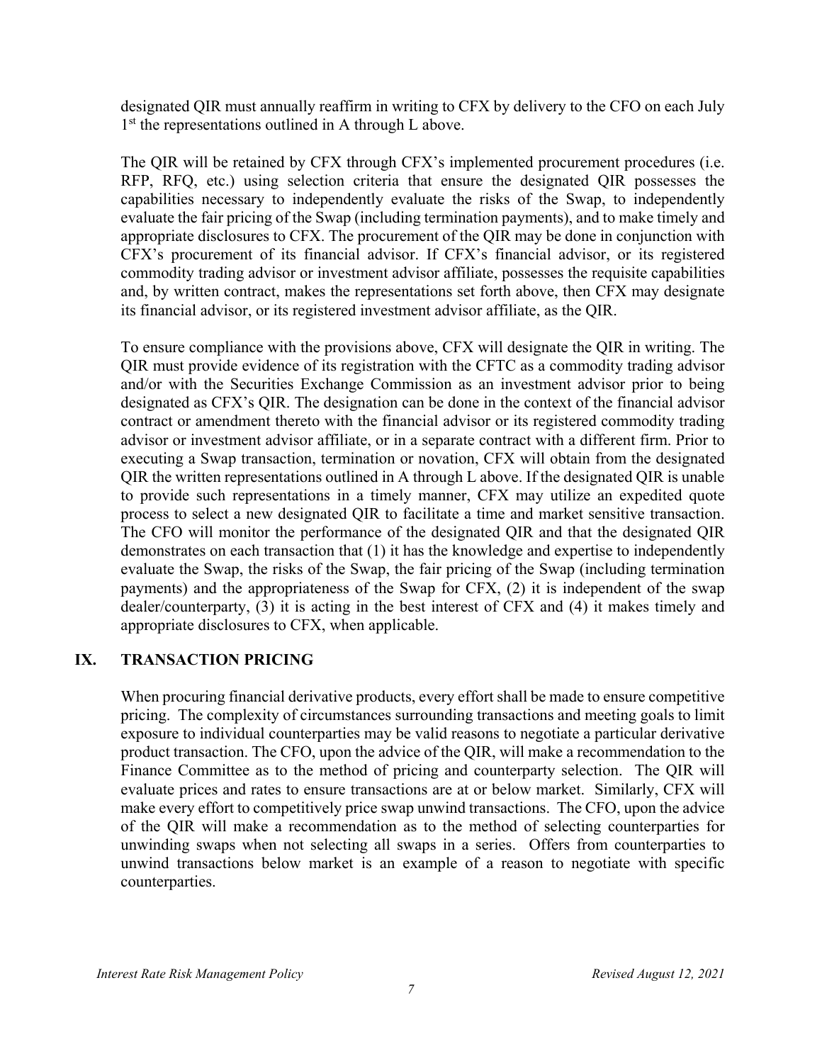designated QIR must annually reaffirm in writing to CFX by delivery to the CFO on each July 1st the representations outlined in A through L above.

The QIR will be retained by CFX through CFX's implemented procurement procedures (i.e. RFP, RFQ, etc.) using selection criteria that ensure the designated QIR possesses the capabilities necessary to independently evaluate the risks of the Swap, to independently evaluate the fair pricing of the Swap (including termination payments), and to make timely and appropriate disclosures to CFX. The procurement of the QIR may be done in conjunction with CFX's procurement of its financial advisor. If CFX's financial advisor, or its registered commodity trading advisor or investment advisor affiliate, possesses the requisite capabilities and, by written contract, makes the representations set forth above, then CFX may designate its financial advisor, or its registered investment advisor affiliate, as the QIR.

To ensure compliance with the provisions above, CFX will designate the QIR in writing. The QIR must provide evidence of its registration with the CFTC as a commodity trading advisor and/or with the Securities Exchange Commission as an investment advisor prior to being designated as CFX's QIR. The designation can be done in the context of the financial advisor contract or amendment thereto with the financial advisor or its registered commodity trading advisor or investment advisor affiliate, or in a separate contract with a different firm. Prior to executing a Swap transaction, termination or novation, CFX will obtain from the designated QIR the written representations outlined in A through L above. If the designated QIR is unable to provide such representations in a timely manner, CFX may utilize an expedited quote process to select a new designated QIR to facilitate a time and market sensitive transaction. The CFO will monitor the performance of the designated QIR and that the designated QIR demonstrates on each transaction that (1) it has the knowledge and expertise to independently evaluate the Swap, the risks of the Swap, the fair pricing of the Swap (including termination payments) and the appropriateness of the Swap for CFX, (2) it is independent of the swap dealer/counterparty, (3) it is acting in the best interest of CFX and (4) it makes timely and appropriate disclosures to CFX, when applicable.

## IX. TRANSACTION PRICING

When procuring financial derivative products, every effort shall be made to ensure competitive pricing. The complexity of circumstances surrounding transactions and meeting goals to limit exposure to individual counterparties may be valid reasons to negotiate a particular derivative product transaction. The CFO, upon the advice of the QIR, will make a recommendation to the Finance Committee as to the method of pricing and counterparty selection. The QIR will evaluate prices and rates to ensure transactions are at or below market. Similarly, CFX will make every effort to competitively price swap unwind transactions. The CFO, upon the advice of the QIR will make a recommendation as to the method of selecting counterparties for unwinding swaps when not selecting all swaps in a series. Offers from counterparties to unwind transactions below market is an example of a reason to negotiate with specific counterparties.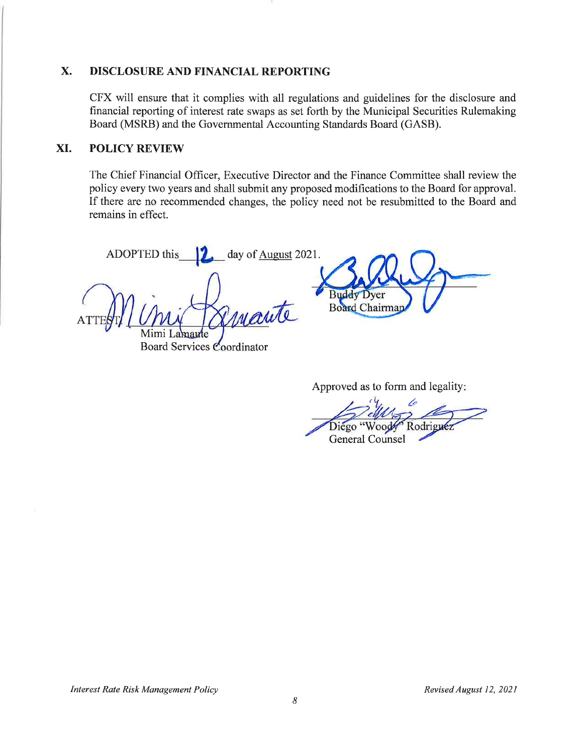## X. DISCLOSURE AND FINANCIAL REPORTING

CFX will ensure that it complies with all regulations and guidelines for the disclosure and financial reporting of interest rate swaps as set forth by the Municipal Securities Rulemaking Board (MSRB) and the Governmental Accounting Standards Board (GASB).

## XI. POLICY REVIEW

The Chief Financial Officer, Executive Director and the Finance Committee shall review the policy every two years and shall submit any proposed modifications to the Board for approval. If there are no recommended changes, the policy need not be resubmitted to the Board and remains in effect.

ADOPTED this 12 day of August 2021.

Buddy Dyer
Board Chairman

ATTEST:

Mimi Lamaute
Board Services Coordinator

Approved as to form and legality:

Diego "Woody" Rodriguez
General Counsel